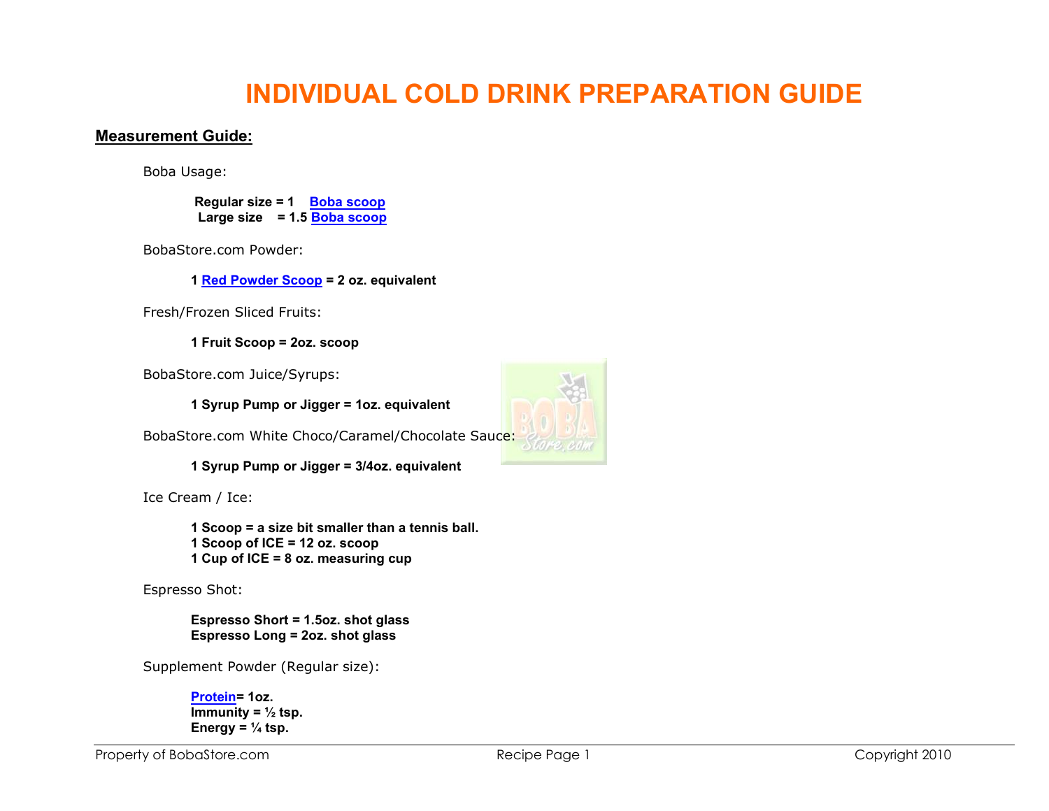# INDIVIDUAL COLD DRINK PREPARATION GUIDE

## Measurement Guide:

Boba Usage:

**Regular size = 1 Boba scoop**
**Large size = 1.5 Boba scoop**

BobaStore.com Powder:

**1 Red Powder Scoop = 2 oz. equivalent**

Fresh/Frozen Sliced Fruits:

**1 Fruit Scoop = 2oz. scoop**

BobaStore.com Juice/Syrups:

**1 Syrup Pump or Jigger = 1oz. equivalent**

BobaStore.com White Choco/Caramel/Chocolate Sauce:

**1 Syrup Pump or Jigger = 3/4oz. equivalent**

Ice Cream / Ice:

**1 Scoop = a size bit smaller than a tennis ball.**
**1 Scoop of ICE = 12 oz. scoop**
**1 Cup of ICE = 8 oz. measuring cup**

Espresso Shot:

**Espresso Short = 1.5oz. shot glass**
**Espresso Long = 2oz. shot glass**

Supplement Powder (Regular size):

**Protein= 1oz.**
**Immunity = ½ tsp.**
**Energy = ¼ tsp.**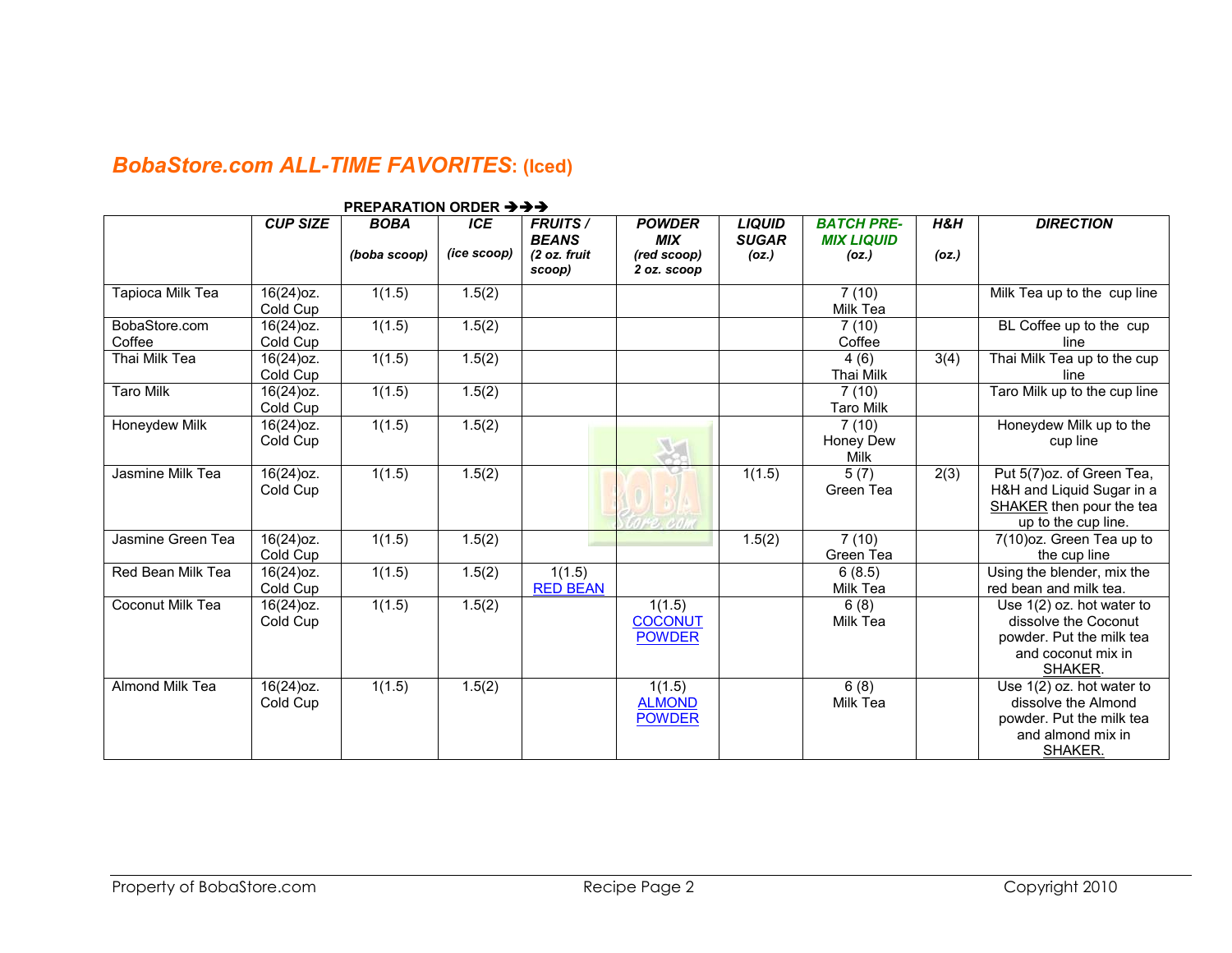## BobaStore.com ALL-TIME FAVORITES: (Iced)

PREPARATION ORDER ➔➔➔

| | CUP SIZE | BOBA (boba scoop) | ICE (ice scoop) | FRUITS / BEANS (2 oz. fruit scoop) | POWDER MIX (red scoop) 2 oz. scoop | LIQUID SUGAR (oz.) | BATCH PRE-MIX LIQUID (oz.) | H&H (oz.) | DIRECTION |
|---|---|---|---|---|---|---|---|---|---|
| Tapioca Milk Tea | 16(24)oz. Cold Cup | 1(1.5) | 1.5(2) | | | | 7 (10) Milk Tea | | Milk Tea up to the cup line |
| BobaStore.com Coffee | 16(24)oz. Cold Cup | 1(1.5) | 1.5(2) | | | | 7 (10) Coffee | | BL Coffee up to the cup line |
| Thai Milk Tea | 16(24)oz. Cold Cup | 1(1.5) | 1.5(2) | | | | 4 (6) Thai Milk | 3(4) | Thai Milk Tea up to the cup line |
| Taro Milk | 16(24)oz. Cold Cup | 1(1.5) | 1.5(2) | | | | 7 (10) Taro Milk | | Taro Milk up to the cup line |
| Honeydew Milk | 16(24)oz. Cold Cup | 1(1.5) | 1.5(2) | | | | 7 (10) Honey Dew Milk | | Honeydew Milk up to the cup line |
| Jasmine Milk Tea | 16(24)oz. Cold Cup | 1(1.5) | 1.5(2) | | | 1(1.5) | 5 (7) Green Tea | 2(3) | Put 5(7)oz. of Green Tea, H&H and Liquid Sugar in a SHAKER then pour the tea up to the cup line. |
| Jasmine Green Tea | 16(24)oz. Cold Cup | 1(1.5) | 1.5(2) | | | 1.5(2) | 7 (10) Green Tea | | 7(10)oz. Green Tea up to the cup line |
| Red Bean Milk Tea | 16(24)oz. Cold Cup | 1(1.5) | 1.5(2) | 1(1.5) RED BEAN | | | 6 (8.5) Milk Tea | | Using the blender, mix the red bean and milk tea. |
| Coconut Milk Tea | 16(24)oz. Cold Cup | 1(1.5) | 1.5(2) | | 1(1.5) COCONUT POWDER | | 6 (8) Milk Tea | | Use 1(2) oz. hot water to dissolve the Coconut powder. Put the milk tea and coconut mix in SHAKER. |
| Almond Milk Tea | 16(24)oz. Cold Cup | 1(1.5) | 1.5(2) | | 1(1.5) ALMOND POWDER | | 6 (8) Milk Tea | | Use 1(2) oz. hot water to dissolve the Almond powder. Put the milk tea and almond mix in SHAKER. |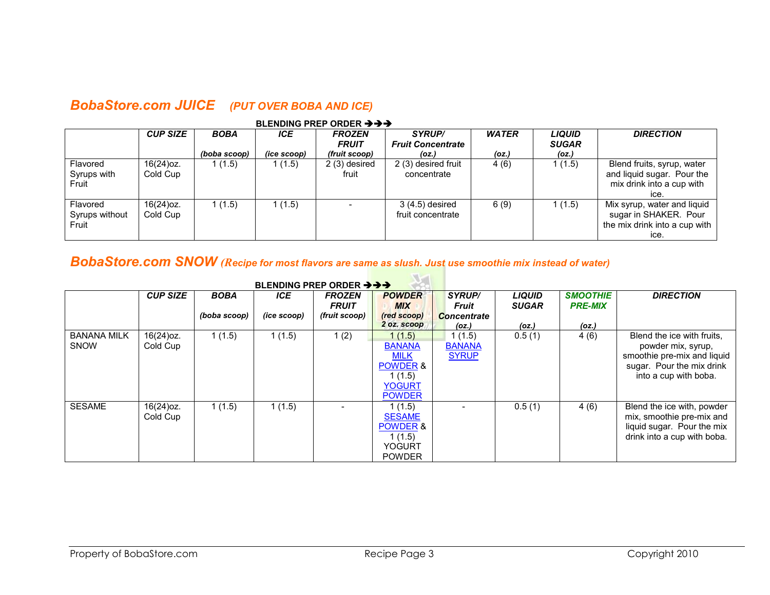## BobaStore.com JUICE *(PUT OVER BOBA AND ICE)*

**BLENDING PREP ORDER ➔➔➔**

| | ***CUP SIZE*** | ***BOBA*** *(boba scoop)* | ***ICE*** *(ice scoop)* | ***FROZEN FRUIT*** *(fruit scoop)* | ***SYRUP/ Fruit Concentrate*** *(oz.)* | ***WATER*** *(oz.)* | ***LIQUID SUGAR*** *(oz.)* | ***DIRECTION*** |
|---|---|---|---|---|---|---|---|---|
| Flavored Syrups with Fruit | 16(24)oz. Cold Cup | 1 (1.5) | 1 (1.5) | 2 (3) desired fruit | 2 (3) desired fruit concentrate | 4 (6) | 1 (1.5) | Blend fruits, syrup, water and liquid sugar. Pour the mix drink into a cup with ice. |
| Flavored Syrups without Fruit | 16(24)oz. Cold Cup | 1 (1.5) | 1 (1.5) | - | 3 (4.5) desired fruit concentrate | 6 (9) | 1 (1.5) | Mix syrup, water and liquid sugar in SHAKER. Pour the mix drink into a cup with ice. |

## BobaStore.com SNOW *(Recipe for most flavors are same as slush. Just use smoothie mix instead of water)*

**BLENDING PREP ORDER ➔➔➔**

| | ***CUP SIZE*** | ***BOBA*** *(boba scoop)* | ***ICE*** *(ice scoop)* | ***FROZEN FRUIT*** *(fruit scoop)* | ***POWDER MIX*** *(red scoop) 2 oz. scoop* | ***SYRUP/ Fruit Concentrate*** *(oz.)* | ***LIQUID SUGAR*** *(oz.)* | ***SMOOTHIE PRE-MIX*** *(oz.)* | ***DIRECTION*** |
|---|---|---|---|---|---|---|---|---|---|
| BANANA MILK SNOW | 16(24)oz. Cold Cup | 1 (1.5) | 1 (1.5) | 1 (2) | 1 (1.5) BANANA MILK POWDER & 1 (1.5) YOGURT POWDER | 1 (1.5) BANANA SYRUP | 0.5 (1) | 4 (6) | Blend the ice with fruits, powder mix, syrup, smoothie pre-mix and liquid sugar. Pour the mix drink into a cup with boba. |
| SESAME | 16(24)oz. Cold Cup | 1 (1.5) | 1 (1.5) | - | 1 (1.5) SESAME POWDER & 1 (1.5) YOGURT POWDER | - | 0.5 (1) | 4 (6) | Blend the ice with, powder mix, smoothie pre-mix and liquid sugar. Pour the mix drink into a cup with boba. |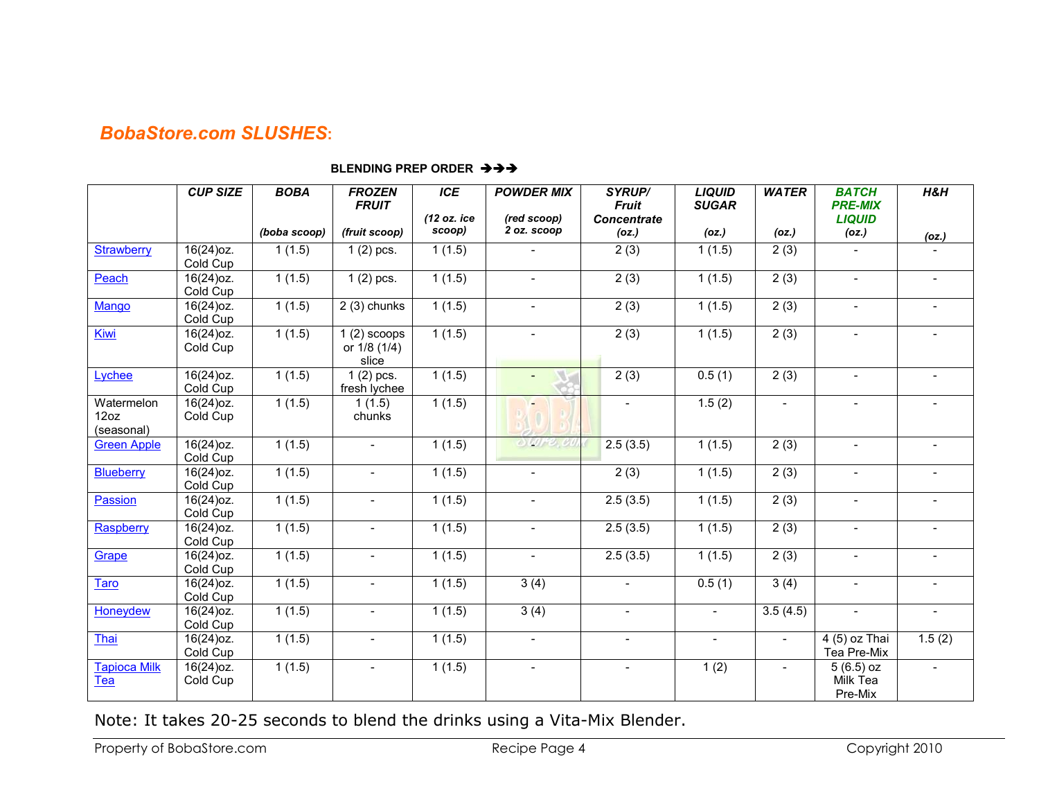## BobaStore.com SLUSHES:

**BLENDING PREP ORDER ➔➔➔**

| | CUP SIZE | BOBA (boba scoop) | FROZEN FRUIT (fruit scoop) | ICE (12 oz. ice scoop) | POWDER MIX (red scoop) 2 oz. scoop | SYRUP/ Fruit Concentrate (oz.) | LIQUID SUGAR (oz.) | WATER (oz.) | BATCH PRE-MIX LIQUID (oz.) | H&H (oz.) |
|---|---|---|---|---|---|---|---|---|---|---|
| Strawberry | 16(24)oz. Cold Cup | 1 (1.5) | 1 (2) pcs. | 1 (1.5) | - | 2 (3) | 1 (1.5) | 2 (3) | - | - |
| Peach | 16(24)oz. Cold Cup | 1 (1.5) | 1 (2) pcs. | 1 (1.5) | - | 2 (3) | 1 (1.5) | 2 (3) | - | - |
| Mango | 16(24)oz. Cold Cup | 1 (1.5) | 2 (3) chunks | 1 (1.5) | - | 2 (3) | 1 (1.5) | 2 (3) | - | - |
| Kiwi | 16(24)oz. Cold Cup | 1 (1.5) | 1 (2) scoops or 1/8 (1/4) slice | 1 (1.5) | - | 2 (3) | 1 (1.5) | 2 (3) | - | - |
| Lychee | 16(24)oz. Cold Cup | 1 (1.5) | 1 (2) pcs. fresh lychee | 1 (1.5) | - | 2 (3) | 0.5 (1) | 2 (3) | - | - |
| Watermelon 12oz (seasonal) | 16(24)oz. Cold Cup | 1 (1.5) | 1 (1.5) chunks | 1 (1.5) | - | - | 1.5 (2) | - | - | - |
| Green Apple | 16(24)oz. Cold Cup | 1 (1.5) | - | 1 (1.5) | - | 2.5 (3.5) | 1 (1.5) | 2 (3) | - | - |
| Blueberry | 16(24)oz. Cold Cup | 1 (1.5) | - | 1 (1.5) | - | 2 (3) | 1 (1.5) | 2 (3) | - | - |
| Passion | 16(24)oz. Cold Cup | 1 (1.5) | - | 1 (1.5) | - | 2.5 (3.5) | 1 (1.5) | 2 (3) | - | - |
| Raspberry | 16(24)oz. Cold Cup | 1 (1.5) | - | 1 (1.5) | - | 2.5 (3.5) | 1 (1.5) | 2 (3) | - | - |
| Grape | 16(24)oz. Cold Cup | 1 (1.5) | - | 1 (1.5) | - | 2.5 (3.5) | 1 (1.5) | 2 (3) | - | - |
| Taro | 16(24)oz. Cold Cup | 1 (1.5) | - | 1 (1.5) | 3 (4) | - | 0.5 (1) | 3 (4) | - | - |
| Honeydew | 16(24)oz. Cold Cup | 1 (1.5) | - | 1 (1.5) | 3 (4) | - | - | 3.5 (4.5) | - | - |
| Thai | 16(24)oz. Cold Cup | 1 (1.5) | - | 1 (1.5) | - | - | - | - | 4 (5) oz Thai Tea Pre-Mix | 1.5 (2) |
| Tapioca Milk Tea | 16(24)oz. Cold Cup | 1 (1.5) | - | 1 (1.5) | - | - | 1 (2) | - | 5 (6.5) oz Milk Tea Pre-Mix | - |

Note: It takes 20-25 seconds to blend the drinks using a Vita-Mix Blender.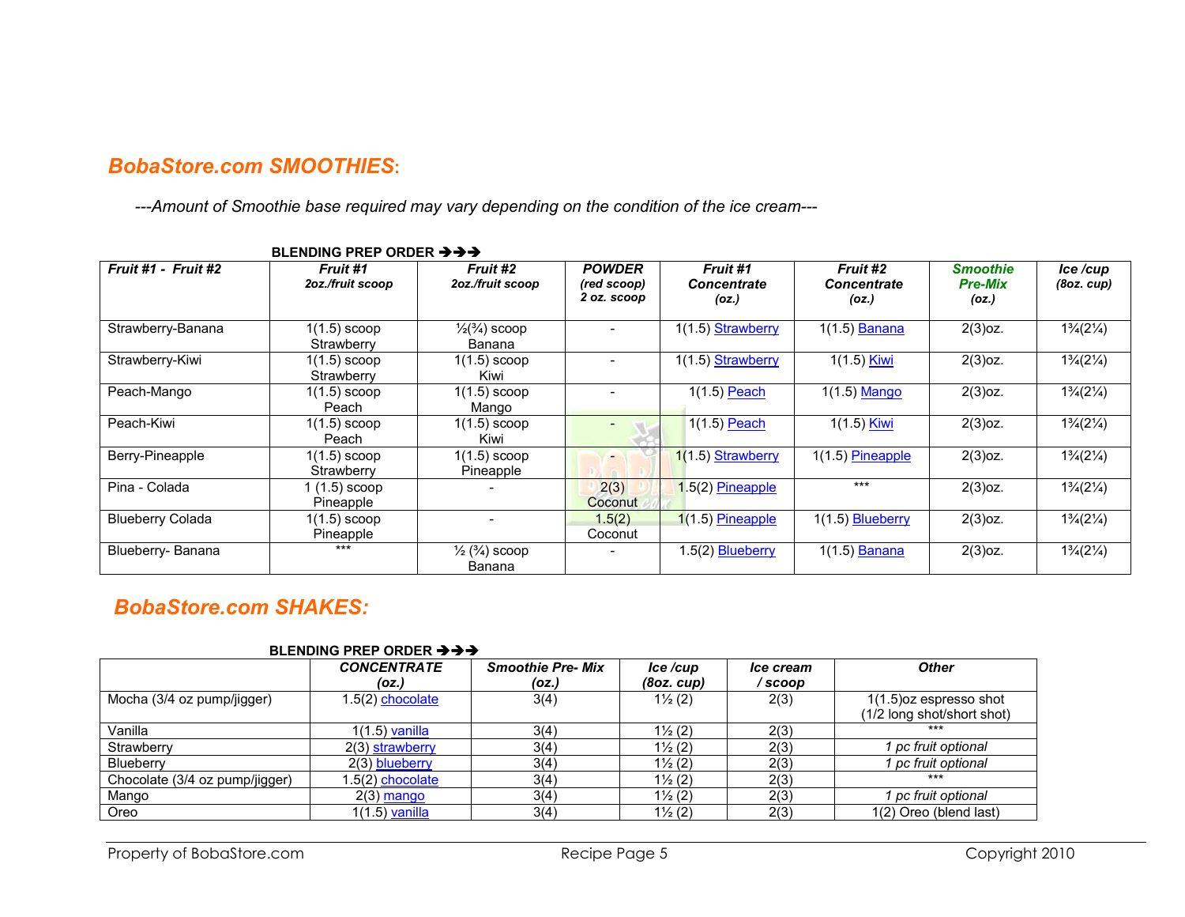## BobaStore.com SMOOTHIES:

*---Amount of Smoothie base required may vary depending on the condition of the ice cream---*

**BLENDING PREP ORDER ➔➔➔**

| Fruit #1 - Fruit #2 | Fruit #1 2oz./fruit scoop | Fruit #2 2oz./fruit scoop | POWDER (red scoop) 2 oz. scoop | Fruit #1 Concentrate (oz.) | Fruit #2 Concentrate (oz.) | Smoothie Pre-Mix (oz.) | Ice /cup (8oz. cup) |
|---|---|---|---|---|---|---|---|
| Strawberry-Banana | 1(1.5) scoop Strawberry | ½(¾) scoop Banana | - | 1(1.5) Strawberry | 1(1.5) Banana | 2(3)oz. | 1¾(2¼) |
| Strawberry-Kiwi | 1(1.5) scoop Strawberry | 1(1.5) scoop Kiwi | - | 1(1.5) Strawberry | 1(1.5) Kiwi | 2(3)oz. | 1¾(2¼) |
| Peach-Mango | 1(1.5) scoop Peach | 1(1.5) scoop Mango | - | 1(1.5) Peach | 1(1.5) Mango | 2(3)oz. | 1¾(2¼) |
| Peach-Kiwi | 1(1.5) scoop Peach | 1(1.5) scoop Kiwi | - | 1(1.5) Peach | 1(1.5) Kiwi | 2(3)oz. | 1¾(2¼) |
| Berry-Pineapple | 1(1.5) scoop Strawberry | 1(1.5) scoop Pineapple | - | 1(1.5) Strawberry | 1(1.5) Pineapple | 2(3)oz. | 1¾(2¼) |
| Pina - Colada | 1 (1.5) scoop Pineapple | - | 2(3) Coconut | 1.5(2) Pineapple | *** | 2(3)oz. | 1¾(2¼) |
| Blueberry Colada | 1(1.5) scoop Pineapple | - | 1.5(2) Coconut | 1(1.5) Pineapple | 1(1.5) Blueberry | 2(3)oz. | 1¾(2¼) |
| Blueberry- Banana | *** | ½ (¾) scoop Banana | - | 1.5(2) Blueberry | 1(1.5) Banana | 2(3)oz. | 1¾(2¼) |

## BobaStore.com SHAKES:

**BLENDING PREP ORDER ➔➔➔**

| | CONCENTRATE (oz.) | Smoothie Pre- Mix (oz.) | Ice /cup (8oz. cup) | Ice cream / scoop | Other |
|---|---|---|---|---|---|
| Mocha (3/4 oz pump/jigger) | 1.5(2) chocolate | 3(4) | 1½ (2) | 2(3) | 1(1.5)oz espresso shot (1/2 long shot/short shot) |
| Vanilla | 1(1.5) vanilla | 3(4) | 1½ (2) | 2(3) | *** |
| Strawberry | 2(3) strawberry | 3(4) | 1½ (2) | 2(3) | *1 pc fruit optional* |
| Blueberry | 2(3) blueberry | 3(4) | 1½ (2) | 2(3) | *1 pc fruit optional* |
| Chocolate (3/4 oz pump/jigger) | 1.5(2) chocolate | 3(4) | 1½ (2) | 2(3) | *** |
| Mango | 2(3) mango | 3(4) | 1½ (2) | 2(3) | *1 pc fruit optional* |
| Oreo | 1(1.5) vanilla | 3(4) | 1½ (2) | 2(3) | 1(2) Oreo (blend last) |

Property of BobaStore.com Recipe Page 5 Copyright 2010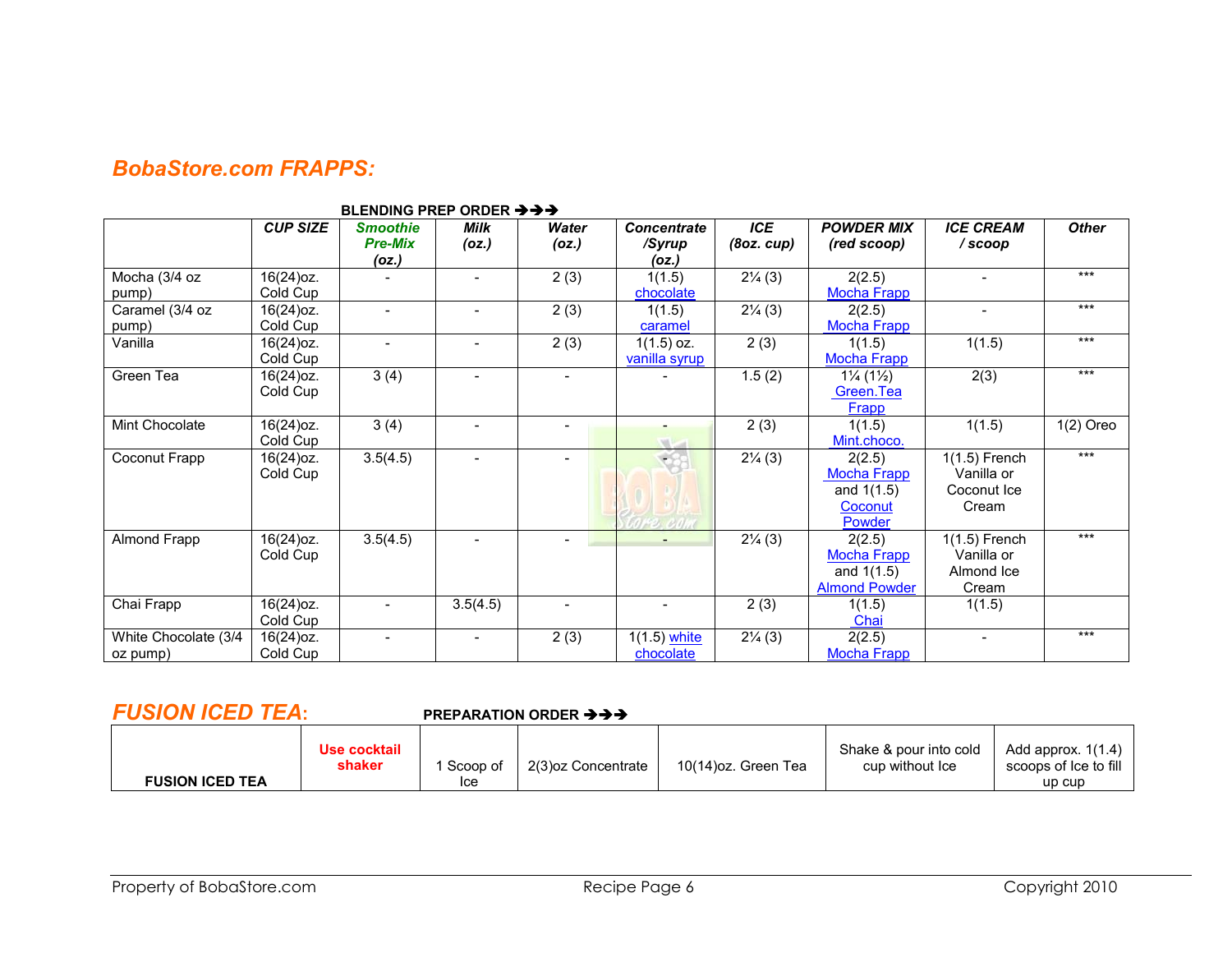## BobaStore.com FRAPPS:

**BLENDING PREP ORDER ➔➔➔**

| | CUP SIZE | Smoothie Pre-Mix (oz.) | Milk (oz.) | Water (oz.) | Concentrate /Syrup (oz.) | ICE (8oz. cup) | POWDER MIX (red scoop) | ICE CREAM / scoop | Other |
|---|---|---|---|---|---|---|---|---|---|
| Mocha (3/4 oz pump) | 16(24)oz. Cold Cup | - | - | 2 (3) | 1(1.5) chocolate | 2¼ (3) | 2(2.5) Mocha Frapp | - | *** |
| Caramel (3/4 oz pump) | 16(24)oz. Cold Cup | - | - | 2 (3) | 1(1.5) caramel | 2¼ (3) | 2(2.5) Mocha Frapp | - | *** |
| Vanilla | 16(24)oz. Cold Cup | - | - | 2 (3) | 1(1.5) oz. vanilla syrup | 2 (3) | 1(1.5) Mocha Frapp | 1(1.5) | *** |
| Green Tea | 16(24)oz. Cold Cup | 3 (4) | - | - | - | 1.5 (2) | 1¼ (1½) Green.Tea Frapp | 2(3) | *** |
| Mint Chocolate | 16(24)oz. Cold Cup | 3 (4) | - | - | - | 2 (3) | 1(1.5) Mint.choco. | 1(1.5) | 1(2) Oreo |
| Coconut Frapp | 16(24)oz. Cold Cup | 3.5(4.5) | - | - | | 2¼ (3) | 2(2.5) Mocha Frapp and 1(1.5) Coconut Powder | 1(1.5) French Vanilla or Coconut Ice Cream | *** |
| Almond Frapp | 16(24)oz. Cold Cup | 3.5(4.5) | - | - | - | 2¼ (3) | 2(2.5) Mocha Frapp and 1(1.5) Almond Powder | 1(1.5) French Vanilla or Almond Ice Cream | *** |
| Chai Frapp | 16(24)oz. Cold Cup | - | 3.5(4.5) | - | - | 2 (3) | 1(1.5) Chai | 1(1.5) | |
| White Chocolate (3/4 oz pump) | 16(24)oz. Cold Cup | - | - | 2 (3) | 1(1.5) white chocolate | 2¼ (3) | 2(2.5) Mocha Frapp | - | *** |

## FUSION ICED TEA:

**PREPARATION ORDER ➔➔➔**

| FUSION ICED TEA | Use cocktail shaker | 1 Scoop of Ice | 2(3)oz Concentrate | 10(14)oz. Green Tea | Shake & pour into cold cup without Ice | Add approx. 1(1.4) scoops of Ice to fill up cup |
|---|---|---|---|---|---|---|

Property of BobaStore.com — Recipe Page 6 — Copyright 2010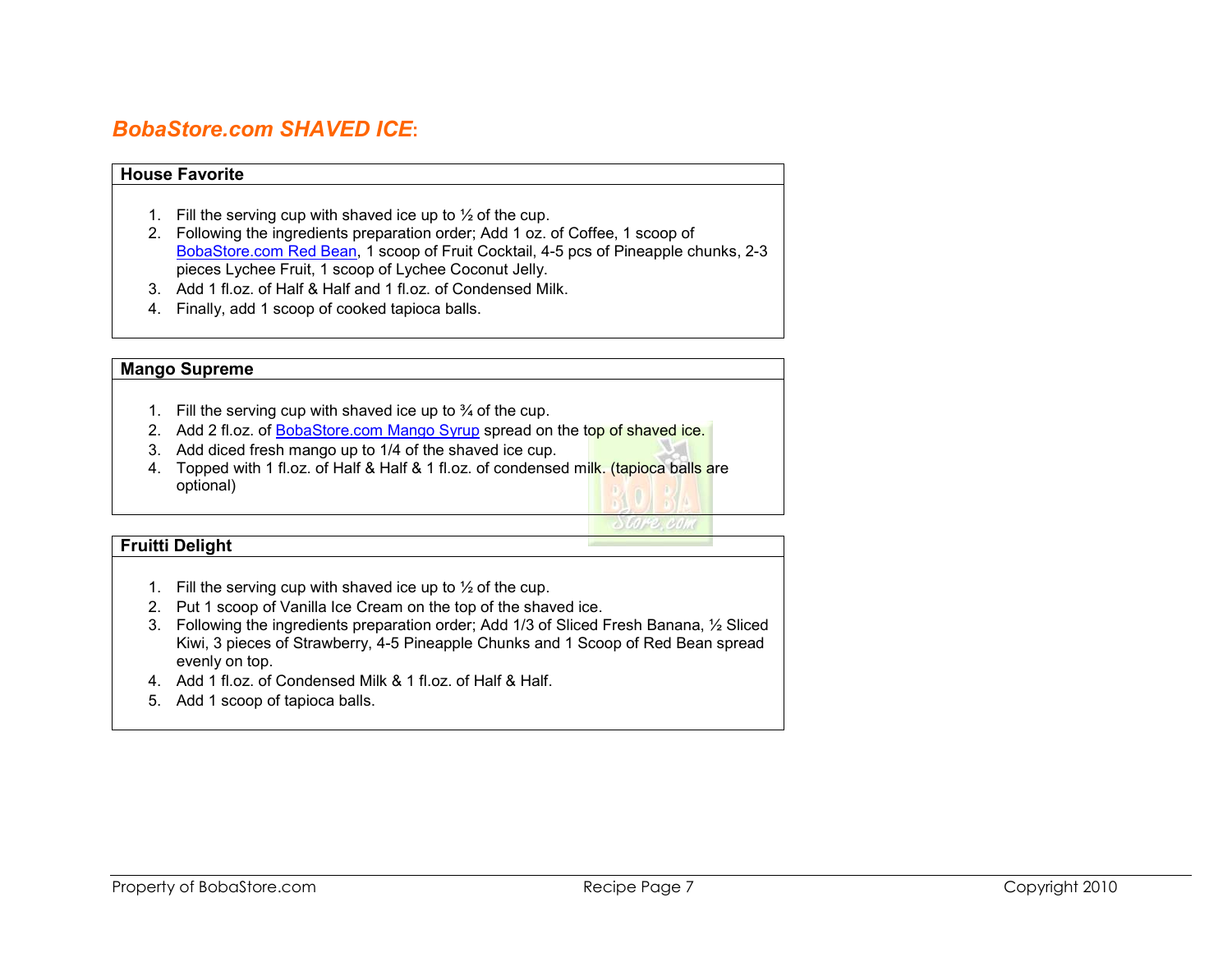## *BobaStore.com SHAVED ICE*:

### House Favorite

1. Fill the serving cup with shaved ice up to ½ of the cup.
2. Following the ingredients preparation order; Add 1 oz. of Coffee, 1 scoop of BobaStore.com Red Bean, 1 scoop of Fruit Cocktail, 4-5 pcs of Pineapple chunks, 2-3 pieces Lychee Fruit, 1 scoop of Lychee Coconut Jelly.
3. Add 1 fl.oz. of Half & Half and 1 fl.oz. of Condensed Milk.
4. Finally, add 1 scoop of cooked tapioca balls.

### Mango Supreme

1. Fill the serving cup with shaved ice up to ¾ of the cup.
2. Add 2 fl.oz. of BobaStore.com Mango Syrup spread on the top of shaved ice.
3. Add diced fresh mango up to 1/4 of the shaved ice cup.
4. Topped with 1 fl.oz. of Half & Half & 1 fl.oz. of condensed milk. (tapioca balls are optional)

### Fruitti Delight

1. Fill the serving cup with shaved ice up to ½ of the cup.
2. Put 1 scoop of Vanilla Ice Cream on the top of the shaved ice.
3. Following the ingredients preparation order; Add 1/3 of Sliced Fresh Banana, ½ Sliced Kiwi, 3 pieces of Strawberry, 4-5 Pineapple Chunks and 1 Scoop of Red Bean spread evenly on top.
4. Add 1 fl.oz. of Condensed Milk & 1 fl.oz. of Half & Half.
5. Add 1 scoop of tapioca balls.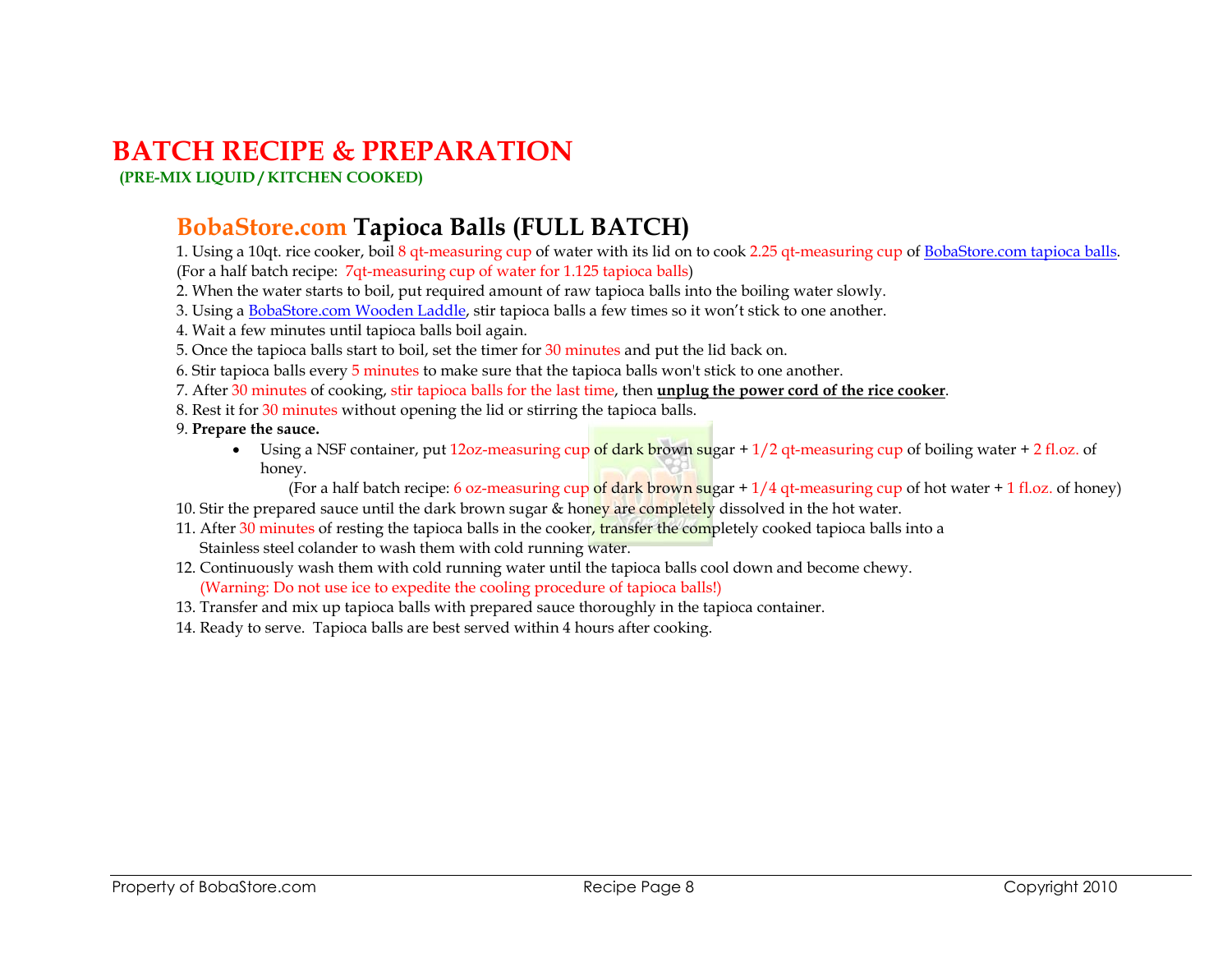# BATCH RECIPE & PREPARATION

**(PRE-MIX LIQUID / KITCHEN COOKED)**

## BobaStore.com Tapioca Balls (FULL BATCH)

1. Using a 10qt. rice cooker, boil 8 qt-measuring cup of water with its lid on to cook 2.25 qt-measuring cup of BobaStore.com tapioca balls.
(For a half batch recipe: 7qt-measuring cup of water for 1.125 tapioca balls)
2. When the water starts to boil, put required amount of raw tapioca balls into the boiling water slowly.
3. Using a BobaStore.com Wooden Laddle, stir tapioca balls a few times so it won't stick to one another.
4. Wait a few minutes until tapioca balls boil again.
5. Once the tapioca balls start to boil, set the timer for 30 minutes and put the lid back on.
6. Stir tapioca balls every 5 minutes to make sure that the tapioca balls won't stick to one another.
7. After 30 minutes of cooking, stir tapioca balls for the last time, then **unplug the power cord of the rice cooker**.
8. Rest it for 30 minutes without opening the lid or stirring the tapioca balls.
9. **Prepare the sauce.**
   - Using a NSF container, put 12oz-measuring cup of dark brown sugar + 1/2 qt-measuring cup of boiling water + 2 fl.oz. of honey.
     (For a half batch recipe: 6 oz-measuring cup of dark brown sugar + 1/4 qt-measuring cup of hot water + 1 fl.oz. of honey)
10. Stir the prepared sauce until the dark brown sugar & honey are completely dissolved in the hot water.
11. After 30 minutes of resting the tapioca balls in the cooker, transfer the completely cooked tapioca balls into a Stainless steel colander to wash them with cold running water.
12. Continuously wash them with cold running water until the tapioca balls cool down and become chewy.
(Warning: Do not use ice to expedite the cooling procedure of tapioca balls!)
13. Transfer and mix up tapioca balls with prepared sauce thoroughly in the tapioca container.
14. Ready to serve. Tapioca balls are best served within 4 hours after cooking.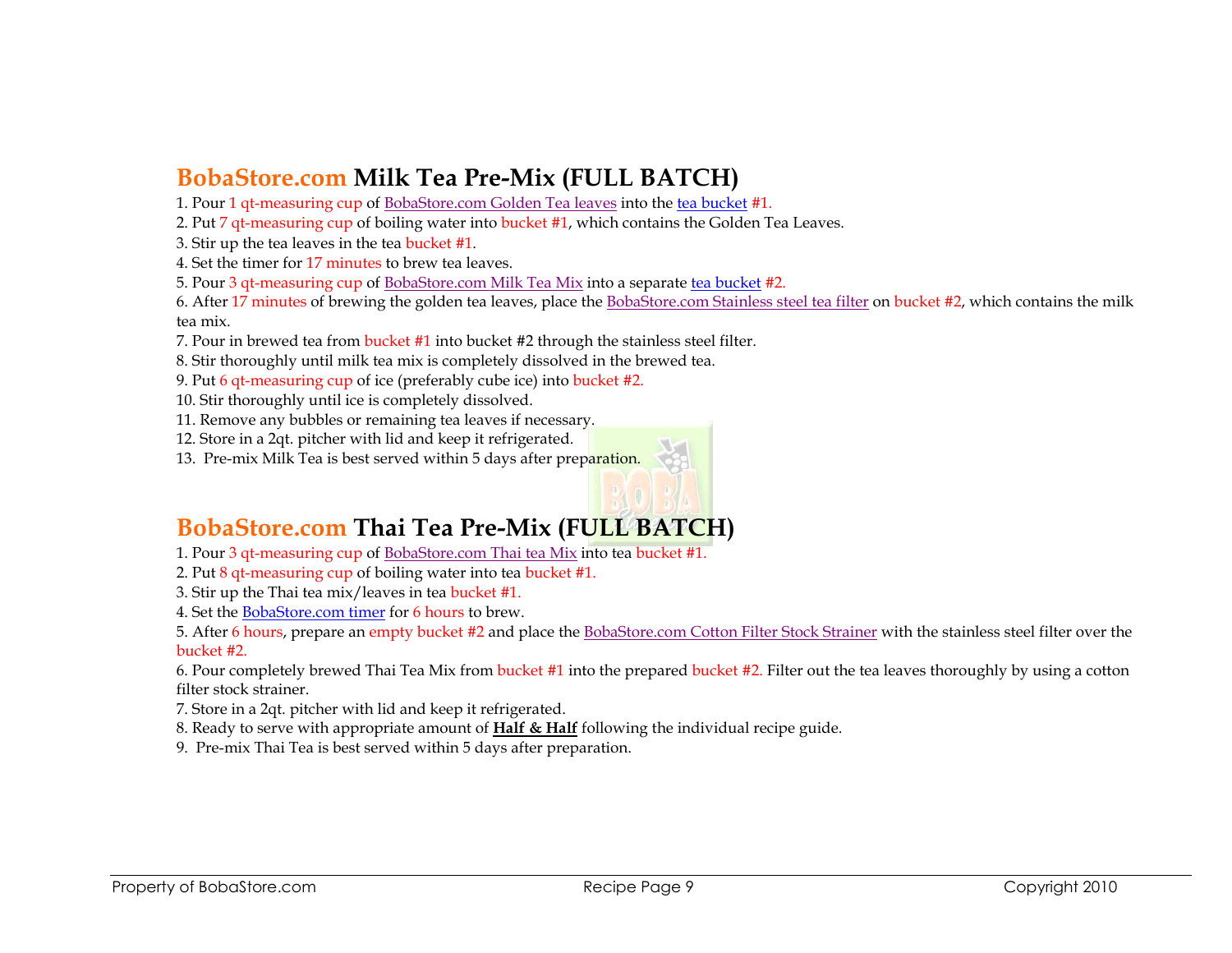## BobaStore.com Milk Tea Pre-Mix (FULL BATCH)

1. Pour 1 qt-measuring cup of BobaStore.com Golden Tea leaves into the tea bucket #1.
2. Put 7 qt-measuring cup of boiling water into bucket #1, which contains the Golden Tea Leaves.
3. Stir up the tea leaves in the tea bucket #1.
4. Set the timer for 17 minutes to brew tea leaves.
5. Pour 3 qt-measuring cup of BobaStore.com Milk Tea Mix into a separate tea bucket #2.
6. After 17 minutes of brewing the golden tea leaves, place the BobaStore.com Stainless steel tea filter on bucket #2, which contains the milk tea mix.
7. Pour in brewed tea from bucket #1 into bucket #2 through the stainless steel filter.
8. Stir thoroughly until milk tea mix is completely dissolved in the brewed tea.
9. Put 6 qt-measuring cup of ice (preferably cube ice) into bucket #2.
10. Stir thoroughly until ice is completely dissolved.
11. Remove any bubbles or remaining tea leaves if necessary.
12. Store in a 2qt. pitcher with lid and keep it refrigerated.
13. Pre-mix Milk Tea is best served within 5 days after preparation.

## BobaStore.com Thai Tea Pre-Mix (FULL BATCH)

1. Pour 3 qt-measuring cup of BobaStore.com Thai tea Mix into tea bucket #1.
2. Put 8 qt-measuring cup of boiling water into tea bucket #1.
3. Stir up the Thai tea mix/leaves in tea bucket #1.
4. Set the BobaStore.com timer for 6 hours to brew.
5. After 6 hours, prepare an empty bucket #2 and place the BobaStore.com Cotton Filter Stock Strainer with the stainless steel filter over the bucket #2.
6. Pour completely brewed Thai Tea Mix from bucket #1 into the prepared bucket #2. Filter out the tea leaves thoroughly by using a cotton filter stock strainer.
7. Store in a 2qt. pitcher with lid and keep it refrigerated.
8. Ready to serve with appropriate amount of **Half & Half** following the individual recipe guide.
9. Pre-mix Thai Tea is best served within 5 days after preparation.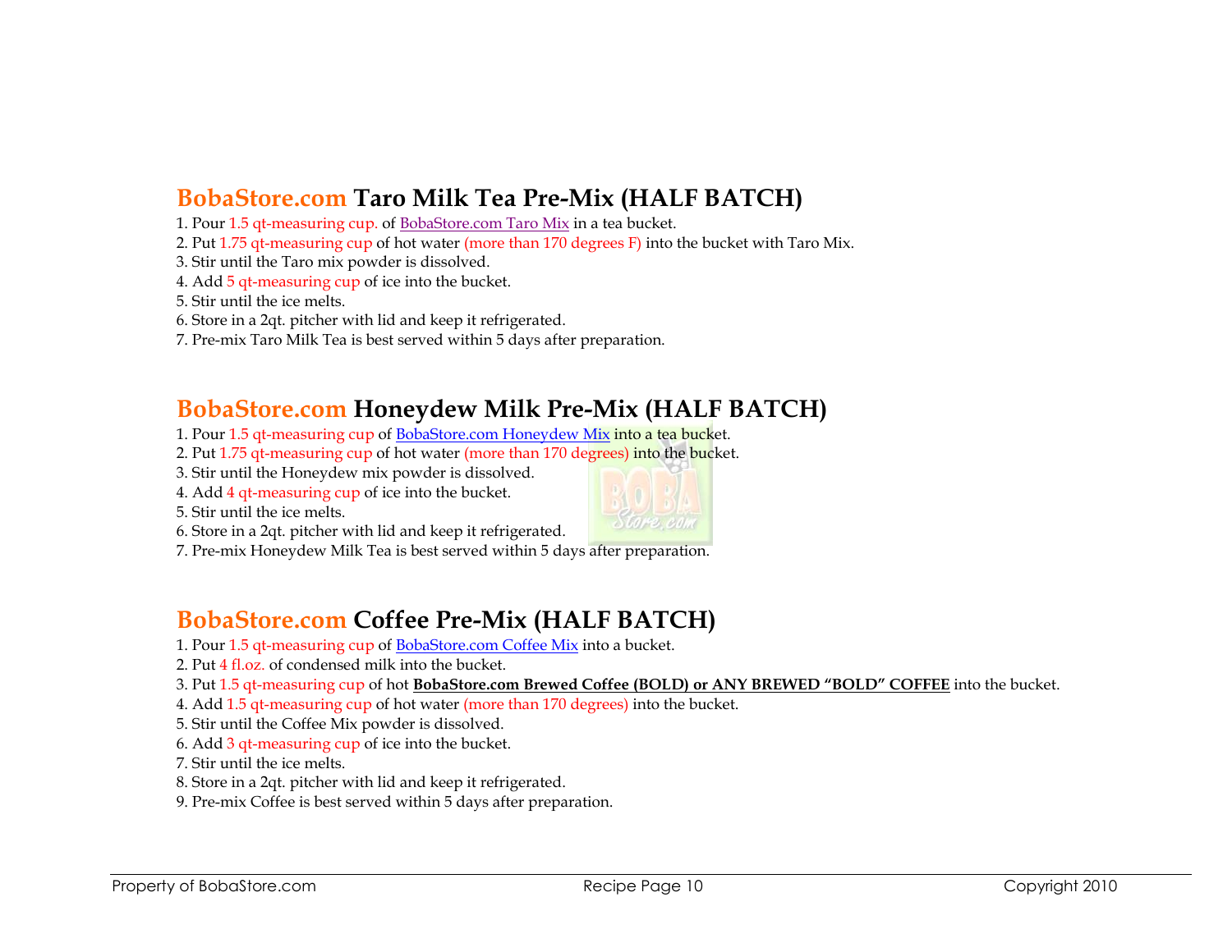## BobaStore.com Taro Milk Tea Pre-Mix (HALF BATCH)

1. Pour 1.5 qt-measuring cup. of BobaStore.com Taro Mix in a tea bucket.
2. Put 1.75 qt-measuring cup of hot water (more than 170 degrees F) into the bucket with Taro Mix.
3. Stir until the Taro mix powder is dissolved.
4. Add 5 qt-measuring cup of ice into the bucket.
5. Stir until the ice melts.
6. Store in a 2qt. pitcher with lid and keep it refrigerated.
7. Pre-mix Taro Milk Tea is best served within 5 days after preparation.

## BobaStore.com Honeydew Milk Pre-Mix (HALF BATCH)

1. Pour 1.5 qt-measuring cup of BobaStore.com Honeydew Mix into a tea bucket.
2. Put 1.75 qt-measuring cup of hot water (more than 170 degrees) into the bucket.
3. Stir until the Honeydew mix powder is dissolved.
4. Add 4 qt-measuring cup of ice into the bucket.
5. Stir until the ice melts.
6. Store in a 2qt. pitcher with lid and keep it refrigerated.
7. Pre-mix Honeydew Milk Tea is best served within 5 days after preparation.

## BobaStore.com Coffee Pre-Mix (HALF BATCH)

1. Pour 1.5 qt-measuring cup of BobaStore.com Coffee Mix into a bucket.
2. Put 4 fl.oz. of condensed milk into the bucket.
3. Put 1.5 qt-measuring cup of hot **BobaStore.com Brewed Coffee (BOLD) or ANY BREWED "BOLD" COFFEE** into the bucket.
4. Add 1.5 qt-measuring cup of hot water (more than 170 degrees) into the bucket.
5. Stir until the Coffee Mix powder is dissolved.
6. Add 3 qt-measuring cup of ice into the bucket.
7. Stir until the ice melts.
8. Store in a 2qt. pitcher with lid and keep it refrigerated.
9. Pre-mix Coffee is best served within 5 days after preparation.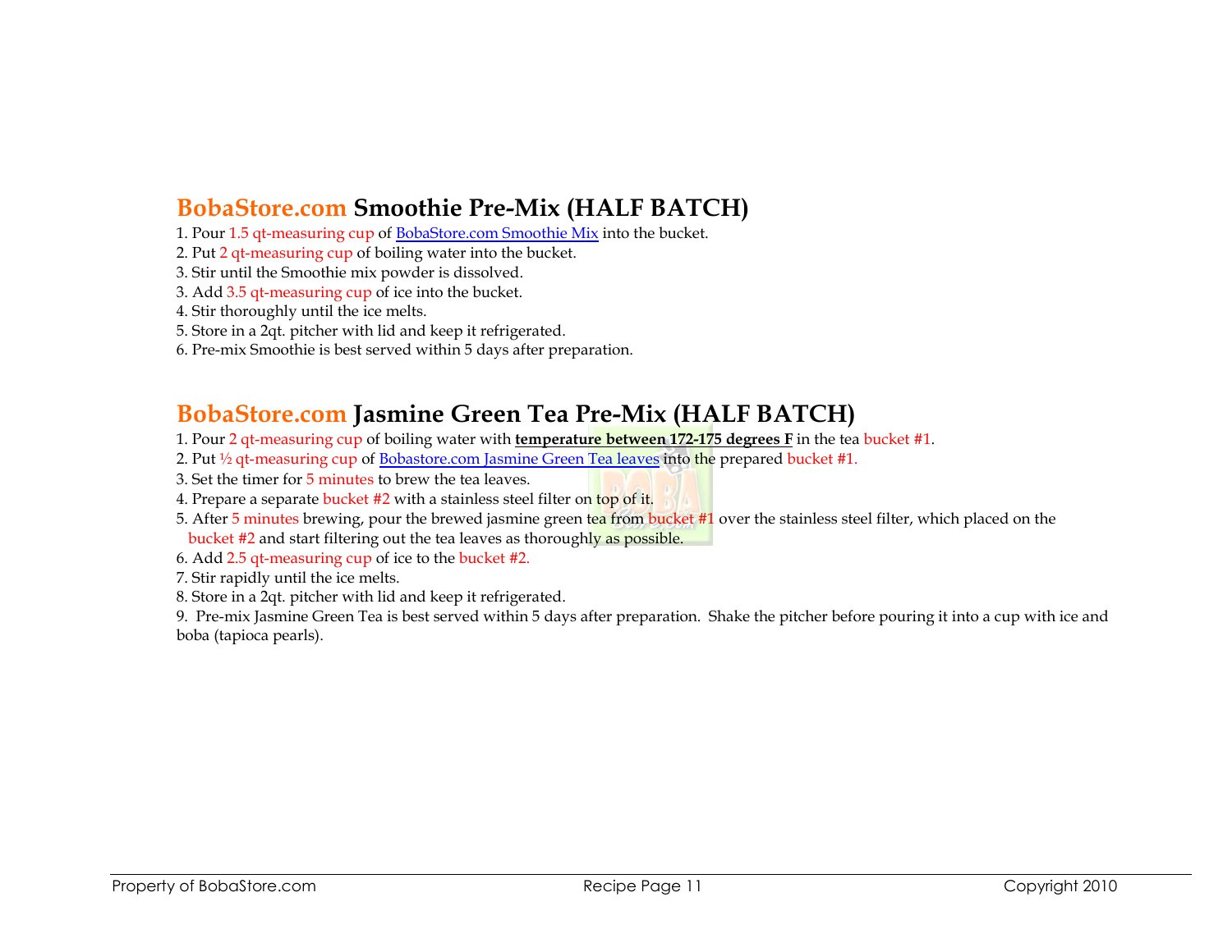## BobaStore.com Smoothie Pre-Mix (HALF BATCH)

1. Pour 1.5 qt-measuring cup of BobaStore.com Smoothie Mix into the bucket.
2. Put 2 qt-measuring cup of boiling water into the bucket.
3. Stir until the Smoothie mix powder is dissolved.
3. Add 3.5 qt-measuring cup of ice into the bucket.
4. Stir thoroughly until the ice melts.
5. Store in a 2qt. pitcher with lid and keep it refrigerated.
6. Pre-mix Smoothie is best served within 5 days after preparation.

## BobaStore.com Jasmine Green Tea Pre-Mix (HALF BATCH)

1. Pour 2 qt-measuring cup of boiling water with **temperature between 172-175 degrees F** in the tea bucket #1.
2. Put ½ qt-measuring cup of Bobastore.com Jasmine Green Tea leaves into the prepared bucket #1.
3. Set the timer for 5 minutes to brew the tea leaves.
4. Prepare a separate bucket #2 with a stainless steel filter on top of it.
5. After 5 minutes brewing, pour the brewed jasmine green tea from bucket #1 over the stainless steel filter, which placed on the bucket #2 and start filtering out the tea leaves as thoroughly as possible.
6. Add 2.5 qt-measuring cup of ice to the bucket #2.
7. Stir rapidly until the ice melts.
8. Store in a 2qt. pitcher with lid and keep it refrigerated.
9. Pre-mix Jasmine Green Tea is best served within 5 days after preparation. Shake the pitcher before pouring it into a cup with ice and boba (tapioca pearls).